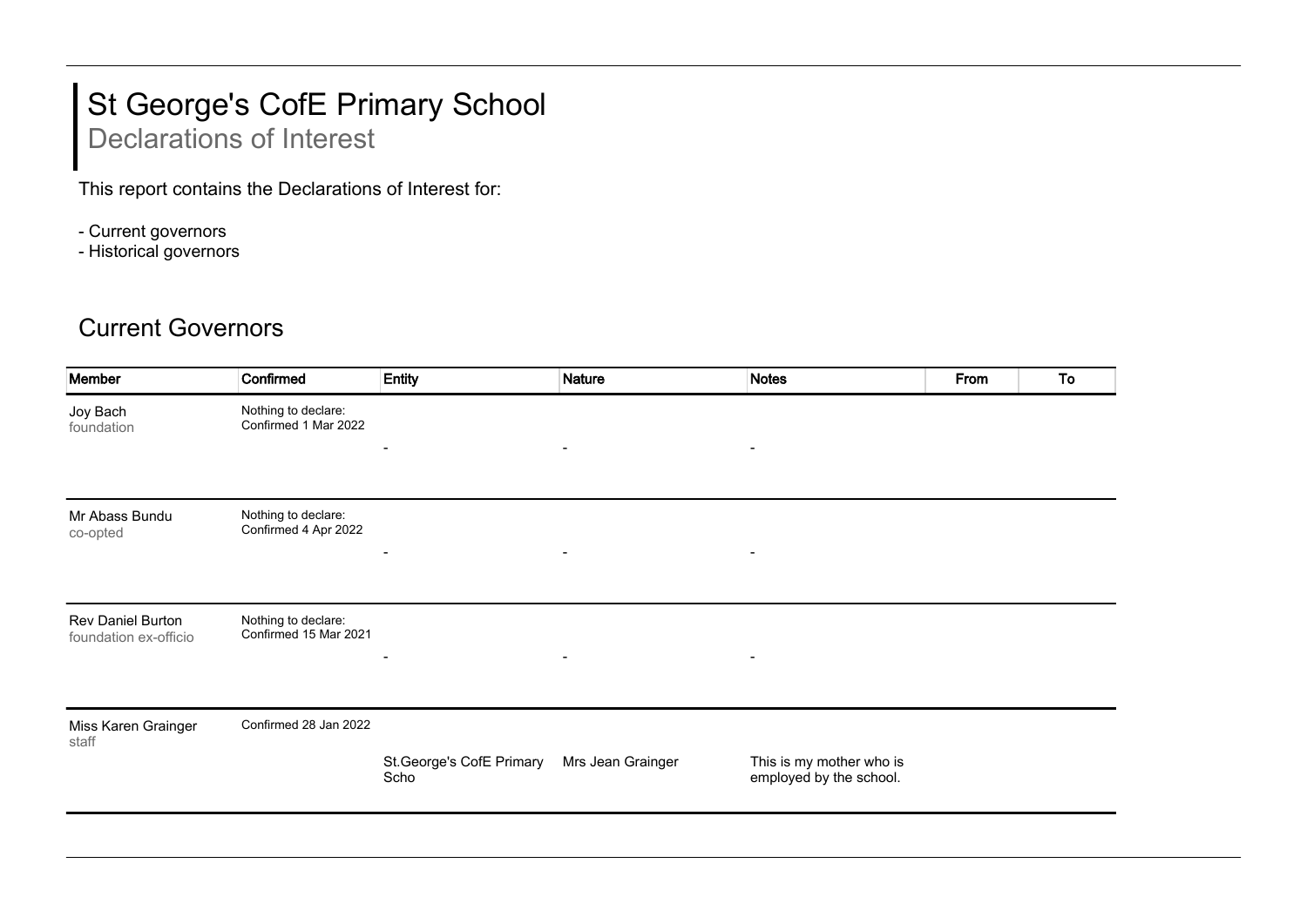# St George's CofE Primary School

## Declarations of Interest

This report contains the Declarations of Interest for:

- Current governors
- Historical governors

## Current Governors

| Member | Confirmed | Entity | Nature | Notes | From | To |
|---|---|---|---|---|---|---|
| Joy Bach<br>foundation | Nothing to declare:<br>Confirmed 1 Mar 2022 | - | - | - | | |
| Mr Abass Bundu<br>co-opted | Nothing to declare:<br>Confirmed 4 Apr 2022 | - | - | - | | |
| Rev Daniel Burton<br>foundation ex-officio | Nothing to declare:<br>Confirmed 15 Mar 2021 | - | - | - | | |
| Miss Karen Grainger<br>staff | Confirmed 28 Jan 2022 | St.George's CofE Primary Scho | Mrs Jean Grainger | This is my mother who is employed by the school. | | |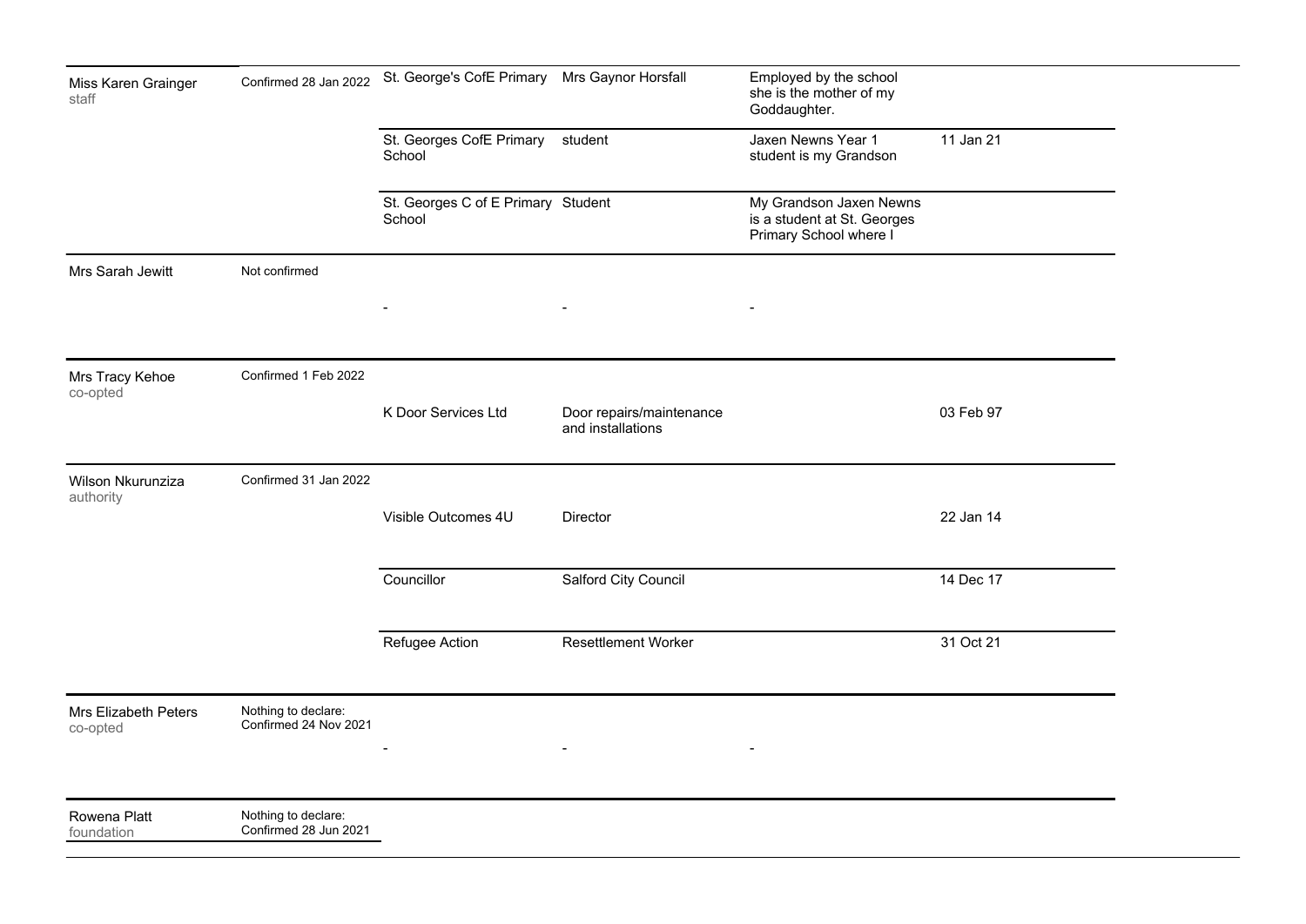| | | | | | |
|---|---|---|---|---|---|
| Miss Karen Grainger<br>staff | Confirmed 28 Jan 2022 | St. George's CofE Primary | Mrs Gaynor Horsfall | Employed by the school she is the mother of my Goddaughter. | |
| | | St. Georges CofE Primary School | student | Jaxen Newns Year 1 student is my Grandson | 11 Jan 21 |
| | | St. Georges C of E Primary School | Student | My Grandson Jaxen Newns is a student at St. Georges Primary School where I | |
| Mrs Sarah Jewitt | Not confirmed | - | - | - | |
| Mrs Tracy Kehoe<br>co-opted | Confirmed 1 Feb 2022 | K Door Services Ltd | Door repairs/maintenance and installations | | 03 Feb 97 |
| Wilson Nkurunziza<br>authority | Confirmed 31 Jan 2022 | Visible Outcomes 4U | Director | | 22 Jan 14 |
| | | Councillor | Salford City Council | | 14 Dec 17 |
| | | Refugee Action | Resettlement Worker | | 31 Oct 21 |
| Mrs Elizabeth Peters<br>co-opted | Nothing to declare: Confirmed 24 Nov 2021 | - | - | - | |
| Rowena Platt<br>foundation | Nothing to declare: Confirmed 28 Jun 2021 | | | | |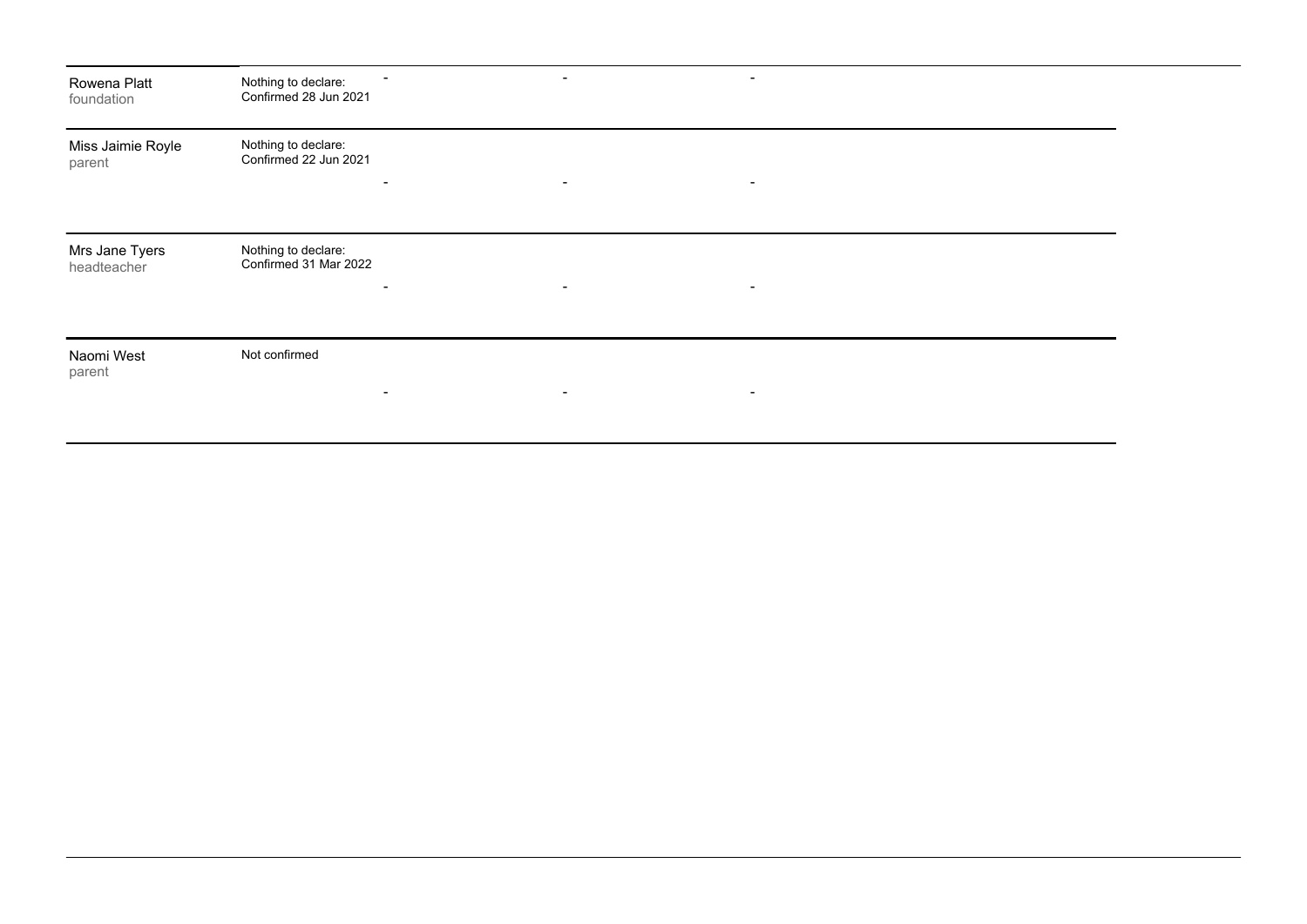| | | | | |
|---|---|---|---|---|
| Rowena Platt<br>foundation | Nothing to declare:<br>Confirmed 28 Jun 2021 | - | - | - |
| Miss Jaimie Royle<br>parent | Nothing to declare:<br>Confirmed 22 Jun 2021 | - | - | - |
| Mrs Jane Tyers<br>headteacher | Nothing to declare:<br>Confirmed 31 Mar 2022 | - | - | - |
| Naomi West<br>parent | Not confirmed | - | - | - |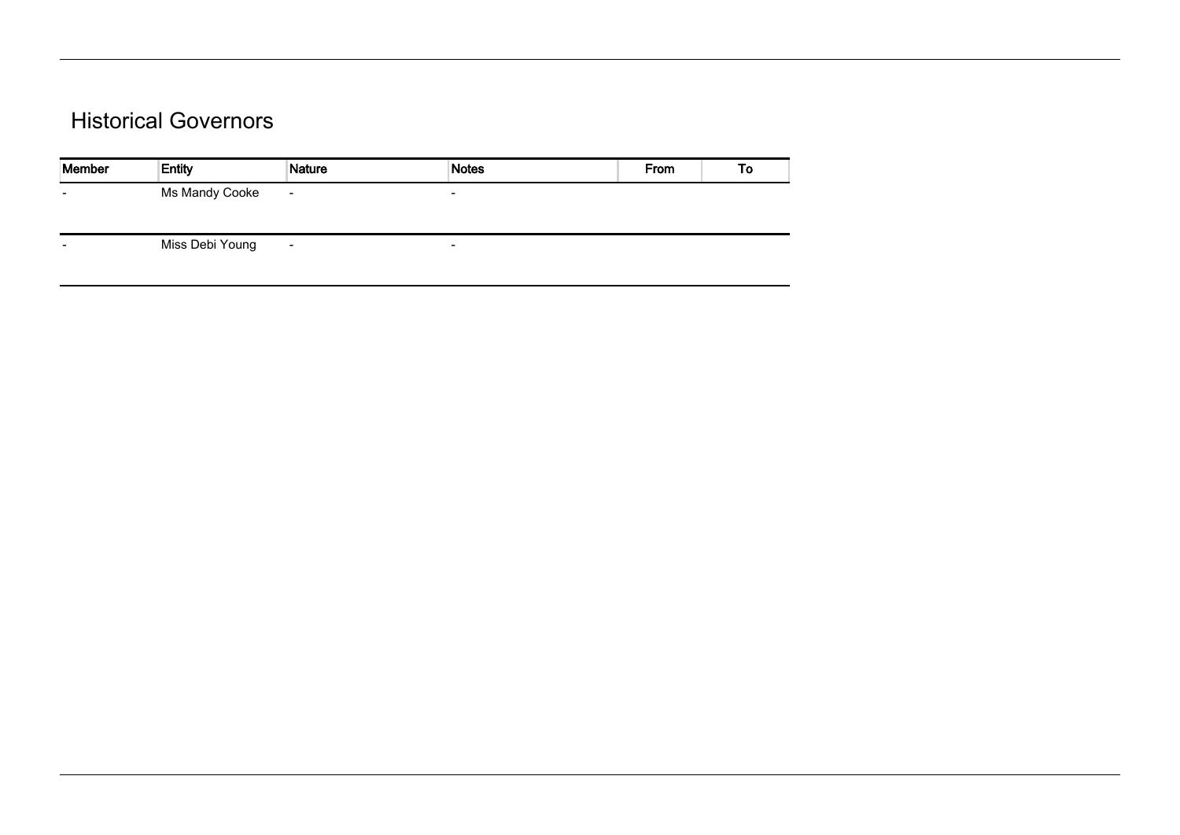## Historical Governors

| Member | Entity | Nature | Notes | From | To |
|---|---|---|---|---|---|
| - | Ms Mandy Cooke | - | - | | |
| - | Miss Debi Young | - | - | | |